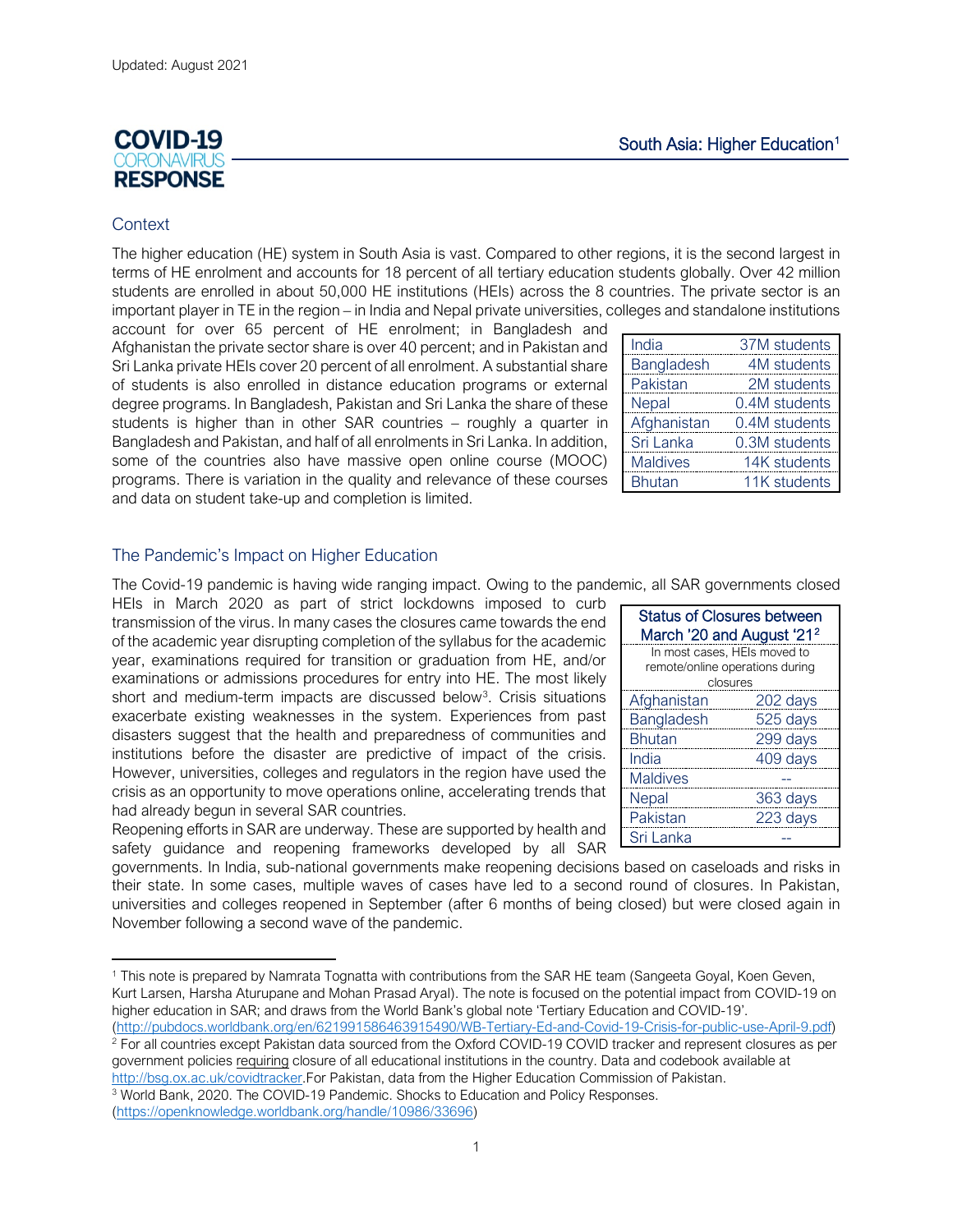Updated: August 2021

# COVID-19 CORONAVIRUS RESPONSE

## South Asia: Higher Education[1]

### Context

The higher education (HE) system in South Asia is vast. Compared to other regions, it is the second largest in terms of HE enrolment and accounts for 18 percent of all tertiary education students globally. Over 42 million students are enrolled in about 50,000 HE institutions (HEIs) across the 8 countries. The private sector is an important player in TE in the region – in India and Nepal private universities, colleges and standalone institutions account for over 65 percent of HE enrolment; in Bangladesh and Afghanistan the private sector share is over 40 percent; and in Pakistan and Sri Lanka private HEIs cover 20 percent of all enrolment. A substantial share of students is also enrolled in distance education programs or external degree programs. In Bangladesh, Pakistan and Sri Lanka the share of these students is higher than in other SAR countries – roughly a quarter in Bangladesh and Pakistan, and half of all enrolments in Sri Lanka. In addition, some of the countries also have massive open online course (MOOC) programs. There is variation in the quality and relevance of these courses and data on student take-up and completion is limited.

| Country | Students |
|---|---|
| India | 37M students |
| Bangladesh | 4M students |
| Pakistan | 2M students |
| Nepal | 0.4M students |
| Afghanistan | 0.4M students |
| Sri Lanka | 0.3M students |
| Maldives | 14K students |
| Bhutan | 11K students |

### The Pandemic's Impact on Higher Education

The Covid-19 pandemic is having wide ranging impact. Owing to the pandemic, all SAR governments closed HEIs in March 2020 as part of strict lockdowns imposed to curb transmission of the virus. In many cases the closures came towards the end of the academic year disrupting completion of the syllabus for the academic year, examinations required for transition or graduation from HE, and/or examinations or admissions procedures for entry into HE. The most likely short and medium-term impacts are discussed below[3]. Crisis situations exacerbate existing weaknesses in the system. Experiences from past disasters suggest that the health and preparedness of communities and institutions before the disaster are predictive of impact of the crisis. However, universities, colleges and regulators in the region have used the crisis as an opportunity to move operations online, accelerating trends that had already begun in several SAR countries.

| Status of Closures between March '20 and August '21[2] In most cases, HEIs moved to remote/online operations during closures | |
|---|---|
| Afghanistan | 202 days |
| Bangladesh | 525 days |
| Bhutan | 299 days |
| India | 409 days |
| Maldives | -- |
| Nepal | 363 days |
| Pakistan | 223 days |
| Sri Lanka | -- |

Reopening efforts in SAR are underway. These are supported by health and safety guidance and reopening frameworks developed by all SAR governments. In India, sub-national governments make reopening decisions based on caseloads and risks in their state. In some cases, multiple waves of cases have led to a second round of closures. In Pakistan, universities and colleges reopened in September (after 6 months of being closed) but were closed again in November following a second wave of the pandemic.

---

[1] This note is prepared by Namrata Tognatta with contributions from the SAR HE team (Sangeeta Goyal, Koen Geven, Kurt Larsen, Harsha Aturupane and Mohan Prasad Aryal). The note is focused on the potential impact from COVID-19 on higher education in SAR; and draws from the World Bank's global note 'Tertiary Education and COVID-19'. (http://pubdocs.worldbank.org/en/621991586463915490/WB-Tertiary-Ed-and-Covid-19-Crisis-for-public-use-April-9.pdf)

[2] For all countries except Pakistan data sourced from the Oxford COVID-19 COVID tracker and represent closures as per government policies requiring closure of all educational institutions in the country. Data and codebook available at http://bsg.ox.ac.uk/covidtracker.For Pakistan, data from the Higher Education Commission of Pakistan.

[3] World Bank, 2020. The COVID-19 Pandemic. Shocks to Education and Policy Responses. (https://openknowledge.worldbank.org/handle/10986/33696)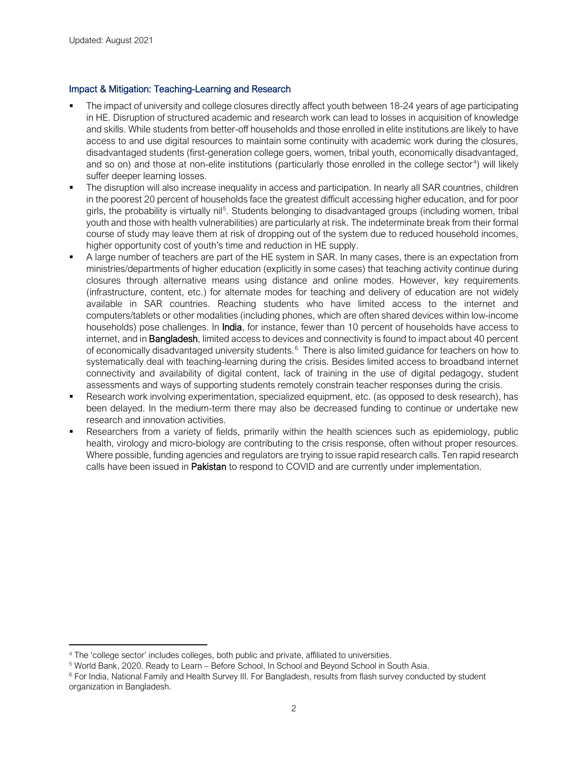## Impact & Mitigation: Teaching-Learning and Research

- The impact of university and college closures directly affect youth between 18-24 years of age participating in HE. Disruption of structured academic and research work can lead to losses in acquisition of knowledge and skills. While students from better-off households and those enrolled in elite institutions are likely to have access to and use digital resources to maintain some continuity with academic work during the closures, disadvantaged students (first-generation college goers, women, tribal youth, economically disadvantaged, and so on) and those at non-elite institutions (particularly those enrolled in the college sector[4]) will likely suffer deeper learning losses.
- The disruption will also increase inequality in access and participation. In nearly all SAR countries, children in the poorest 20 percent of households face the greatest difficult accessing higher education, and for poor girls, the probability is virtually nil[5]. Students belonging to disadvantaged groups (including women, tribal youth and those with health vulnerabilities) are particularly at risk. The indeterminate break from their formal course of study may leave them at risk of dropping out of the system due to reduced household incomes, higher opportunity cost of youth's time and reduction in HE supply.
- A large number of teachers are part of the HE system in SAR. In many cases, there is an expectation from ministries/departments of higher education (explicitly in some cases) that teaching activity continue during closures through alternative means using distance and online modes. However, key requirements (infrastructure, content, etc.) for alternate modes for teaching and delivery of education are not widely available in SAR countries. Reaching students who have limited access to the internet and computers/tablets or other modalities (including phones, which are often shared devices within low-income households) pose challenges. In **India**, for instance, fewer than 10 percent of households have access to internet, and in **Bangladesh**, limited access to devices and connectivity is found to impact about 40 percent of economically disadvantaged university students.[6] There is also limited guidance for teachers on how to systematically deal with teaching-learning during the crisis. Besides limited access to broadband internet connectivity and availability of digital content, lack of training in the use of digital pedagogy, student assessments and ways of supporting students remotely constrain teacher responses during the crisis.
- Research work involving experimentation, specialized equipment, etc. (as opposed to desk research), has been delayed. In the medium-term there may also be decreased funding to continue or undertake new research and innovation activities.
- Researchers from a variety of fields, primarily within the health sciences such as epidemiology, public health, virology and micro-biology are contributing to the crisis response, often without proper resources. Where possible, funding agencies and regulators are trying to issue rapid research calls. Ten rapid research calls have been issued in **Pakistan** to respond to COVID and are currently under implementation.

---

[4] The 'college sector' includes colleges, both public and private, affiliated to universities.

[5] World Bank, 2020. Ready to Learn – Before School, In School and Beyond School in South Asia.

[6] For India, National Family and Health Survey III. For Bangladesh, results from flash survey conducted by student organization in Bangladesh.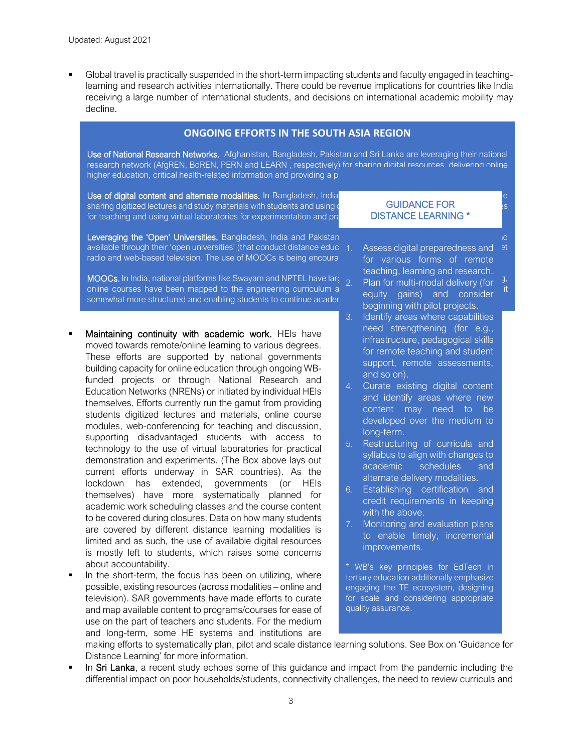- Global travel is practically suspended in the short-term impacting students and faculty engaged in teaching-learning and research activities internationally. There could be revenue implications for countries like India receiving a large number of international students, and decisions on international academic mobility may decline.

## ONGOING EFFORTS IN THE SOUTH ASIA REGION

**Use of National Research Networks.** Afghanistan, Bangladesh, Pakistan and Sri Lanka are leveraging their national research network (AfgREN, BdREN, PERN and LEARN , respectively) for sharing digital resources, delivering online higher education, critical health-related information and providing a p

**Use of digital content and alternate modalities.** In Bangladesh, India e sharing digitized lectures and study materials with students and using s for teaching and using virtual laboratories for experimentation and pr

**Leveraging the 'Open' Universities.** Bangladesh, India and Pakistan d available through their 'open universities' (that conduct distance educ et radio and web-based television. The use of MOOCs is being encoura

**MOOCs.** In India, national platforms like Swayam and NPTEL have lar g, online courses have been mapped to the engineering curriculum a it somewhat more structured and enabling students to continue acader

- **Maintaining continuity with academic work.** HEIs have moved towards remote/online learning to various degrees. These efforts are supported by national governments building capacity for online education through ongoing WB-funded projects or through National Research and Education Networks (NRENs) or initiated by individual HEIs themselves. Efforts currently run the gamut from providing students digitized lectures and materials, online course modules, web-conferencing for teaching and discussion, supporting disadvantaged students with access to technology to the use of virtual laboratories for practical demonstration and experiments. (The Box above lays out current efforts underway in SAR countries). As the lockdown has extended, governments (or HEIs themselves) have more systematically planned for academic work scheduling classes and the course content to be covered during closures. Data on how many students are covered by different distance learning modalities is limited and as such, the use of available digital resources is mostly left to students, which raises some concerns about accountability.
- In the short-term, the focus has been on utilizing, where possible, existing resources (across modalities – online and television). SAR governments have made efforts to curate and map available content to programs/courses for ease of use on the part of teachers and students. For the medium and long-term, some HE systems and institutions are making efforts to systematically plan, pilot and scale distance learning solutions. See Box on 'Guidance for Distance Learning' for more information.
- In **Sri Lanka**, a recent study echoes some of this guidance and impact from the pandemic including the differential impact on poor households/students, connectivity challenges, the need to review curricula and

### GUIDANCE FOR DISTANCE LEARNING *

1. Assess digital preparedness and for various forms of remote teaching, learning and research.
2. Plan for multi-modal delivery (for equity gains) and consider beginning with pilot projects.
3. Identify areas where capabilities need strengthening (for e.g., infrastructure, pedagogical skills for remote teaching and student support, remote assessments, and so on).
4. Curate existing digital content and identify areas where new content may need to be developed over the medium to long-term.
5. Restructuring of curricula and syllabus to align with changes to academic schedules and alternate delivery modalities.
6. Establishing certification and credit requirements in keeping with the above.
7. Monitoring and evaluation plans to enable timely, incremental improvements.

\* WB's key principles for EdTech in tertiary education additionally emphasize engaging the TE ecosystem, designing for scale and considering appropriate quality assurance.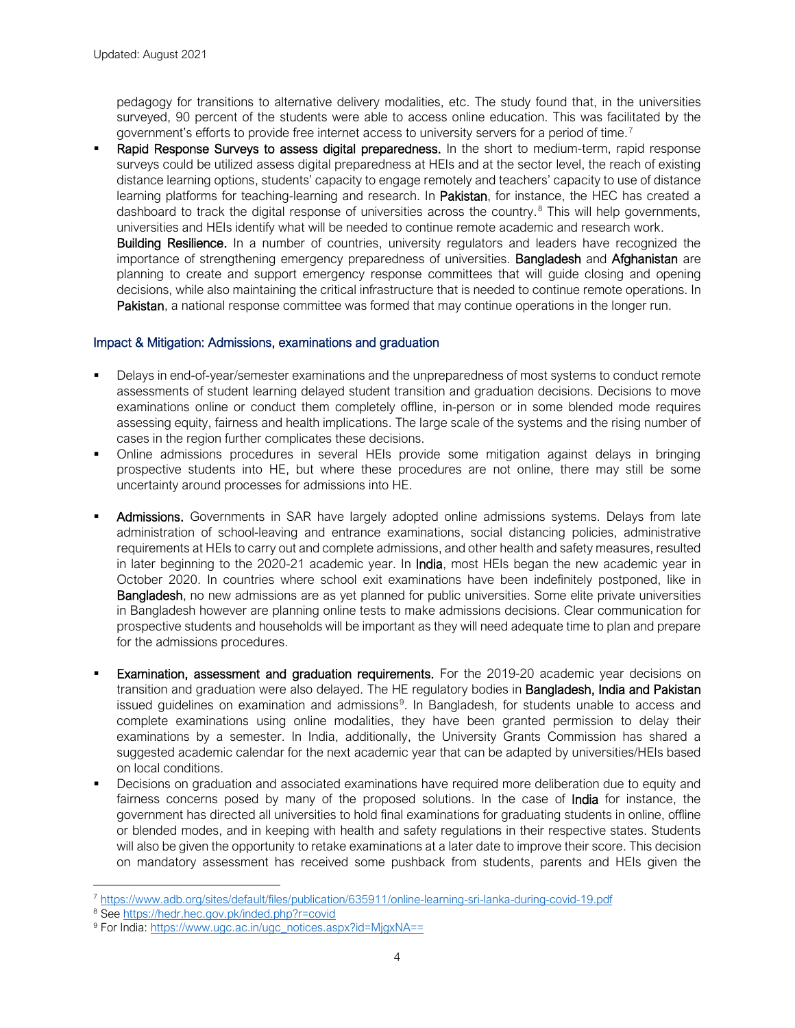pedagogy for transitions to alternative delivery modalities, etc. The study found that, in the universities surveyed, 90 percent of the students were able to access online education. This was facilitated by the government's efforts to provide free internet access to university servers for a period of time.[7]

- **Rapid Response Surveys to assess digital preparedness.** In the short to medium-term, rapid response surveys could be utilized assess digital preparedness at HEIs and at the sector level, the reach of existing distance learning options, students' capacity to engage remotely and teachers' capacity to use of distance learning platforms for teaching-learning and research. In **Pakistan**, for instance, the HEC has created a dashboard to track the digital response of universities across the country.[8] This will help governments, universities and HEIs identify what will be needed to continue remote academic and research work.

  **Building Resilience.** In a number of countries, university regulators and leaders have recognized the importance of strengthening emergency preparedness of universities. **Bangladesh** and **Afghanistan** are planning to create and support emergency response committees that will guide closing and opening decisions, while also maintaining the critical infrastructure that is needed to continue remote operations. In **Pakistan**, a national response committee was formed that may continue operations in the longer run.

## Impact & Mitigation: Admissions, examinations and graduation

- Delays in end-of-year/semester examinations and the unpreparedness of most systems to conduct remote assessments of student learning delayed student transition and graduation decisions. Decisions to move examinations online or conduct them completely offline, in-person or in some blended mode requires assessing equity, fairness and health implications. The large scale of the systems and the rising number of cases in the region further complicates these decisions.
- Online admissions procedures in several HEIs provide some mitigation against delays in bringing prospective students into HE, but where these procedures are not online, there may still be some uncertainty around processes for admissions into HE.

- **Admissions.** Governments in SAR have largely adopted online admissions systems. Delays from late administration of school-leaving and entrance examinations, social distancing policies, administrative requirements at HEIs to carry out and complete admissions, and other health and safety measures, resulted in later beginning to the 2020-21 academic year. In **India**, most HEIs began the new academic year in October 2020. In countries where school exit examinations have been indefinitely postponed, like in **Bangladesh**, no new admissions are as yet planned for public universities. Some elite private universities in Bangladesh however are planning online tests to make admissions decisions. Clear communication for prospective students and households will be important as they will need adequate time to plan and prepare for the admissions procedures.

- **Examination, assessment and graduation requirements.** For the 2019-20 academic year decisions on transition and graduation were also delayed. The HE regulatory bodies in **Bangladesh, India and Pakistan** issued guidelines on examination and admissions[9]. In Bangladesh, for students unable to access and complete examinations using online modalities, they have been granted permission to delay their examinations by a semester. In India, additionally, the University Grants Commission has shared a suggested academic calendar for the next academic year that can be adapted by universities/HEIs based on local conditions.
- Decisions on graduation and associated examinations have required more deliberation due to equity and fairness concerns posed by many of the proposed solutions. In the case of **India** for instance, the government has directed all universities to hold final examinations for graduating students in online, offline or blended modes, and in keeping with health and safety regulations in their respective states. Students will also be given the opportunity to retake examinations at a later date to improve their score. This decision on mandatory assessment has received some pushback from students, parents and HEIs given the

---

[7] https://www.adb.org/sites/default/files/publication/635911/online-learning-sri-lanka-during-covid-19.pdf

[8] See https://hedr.hec.gov.pk/inded.php?r=covid

[9] For India: https://www.ugc.ac.in/ugc_notices.aspx?id=MjgxNA==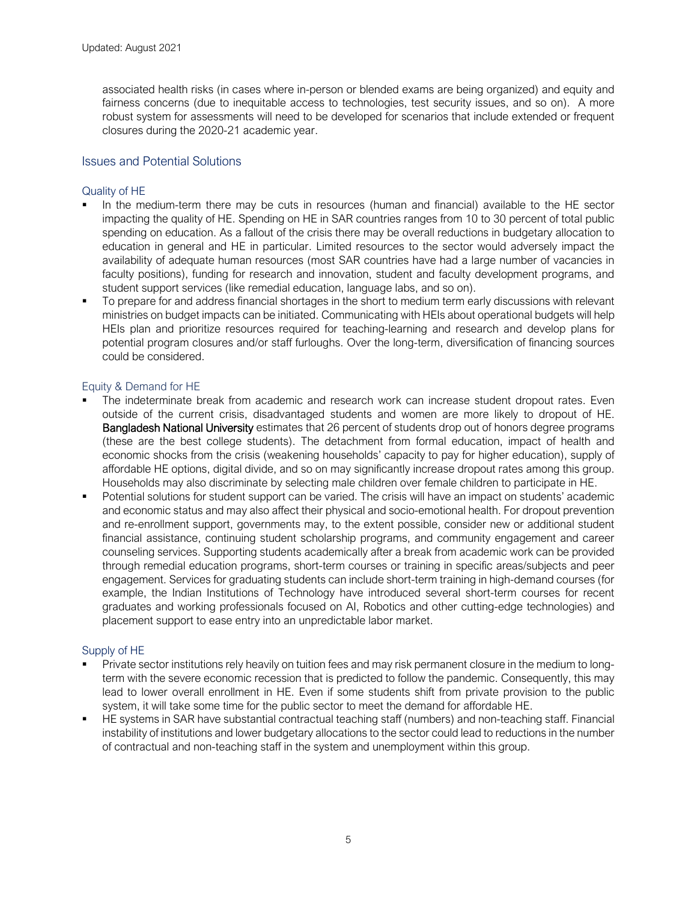associated health risks (in cases where in-person or blended exams are being organized) and equity and fairness concerns (due to inequitable access to technologies, test security issues, and so on). A more robust system for assessments will need to be developed for scenarios that include extended or frequent closures during the 2020-21 academic year.

## Issues and Potential Solutions

### Quality of HE

- In the medium-term there may be cuts in resources (human and financial) available to the HE sector impacting the quality of HE. Spending on HE in SAR countries ranges from 10 to 30 percent of total public spending on education. As a fallout of the crisis there may be overall reductions in budgetary allocation to education in general and HE in particular. Limited resources to the sector would adversely impact the availability of adequate human resources (most SAR countries have had a large number of vacancies in faculty positions), funding for research and innovation, student and faculty development programs, and student support services (like remedial education, language labs, and so on).
- To prepare for and address financial shortages in the short to medium term early discussions with relevant ministries on budget impacts can be initiated. Communicating with HEIs about operational budgets will help HEIs plan and prioritize resources required for teaching-learning and research and develop plans for potential program closures and/or staff furloughs. Over the long-term, diversification of financing sources could be considered.

### Equity & Demand for HE

- The indeterminate break from academic and research work can increase student dropout rates. Even outside of the current crisis, disadvantaged students and women are more likely to dropout of HE. Bangladesh National University estimates that 26 percent of students drop out of honors degree programs (these are the best college students). The detachment from formal education, impact of health and economic shocks from the crisis (weakening households' capacity to pay for higher education), supply of affordable HE options, digital divide, and so on may significantly increase dropout rates among this group. Households may also discriminate by selecting male children over female children to participate in HE.
- Potential solutions for student support can be varied. The crisis will have an impact on students' academic and economic status and may also affect their physical and socio-emotional health. For dropout prevention and re-enrollment support, governments may, to the extent possible, consider new or additional student financial assistance, continuing student scholarship programs, and community engagement and career counseling services. Supporting students academically after a break from academic work can be provided through remedial education programs, short-term courses or training in specific areas/subjects and peer engagement. Services for graduating students can include short-term training in high-demand courses (for example, the Indian Institutions of Technology have introduced several short-term courses for recent graduates and working professionals focused on AI, Robotics and other cutting-edge technologies) and placement support to ease entry into an unpredictable labor market.

### Supply of HE

- Private sector institutions rely heavily on tuition fees and may risk permanent closure in the medium to long-term with the severe economic recession that is predicted to follow the pandemic. Consequently, this may lead to lower overall enrollment in HE. Even if some students shift from private provision to the public system, it will take some time for the public sector to meet the demand for affordable HE.
- HE systems in SAR have substantial contractual teaching staff (numbers) and non-teaching staff. Financial instability of institutions and lower budgetary allocations to the sector could lead to reductions in the number of contractual and non-teaching staff in the system and unemployment within this group.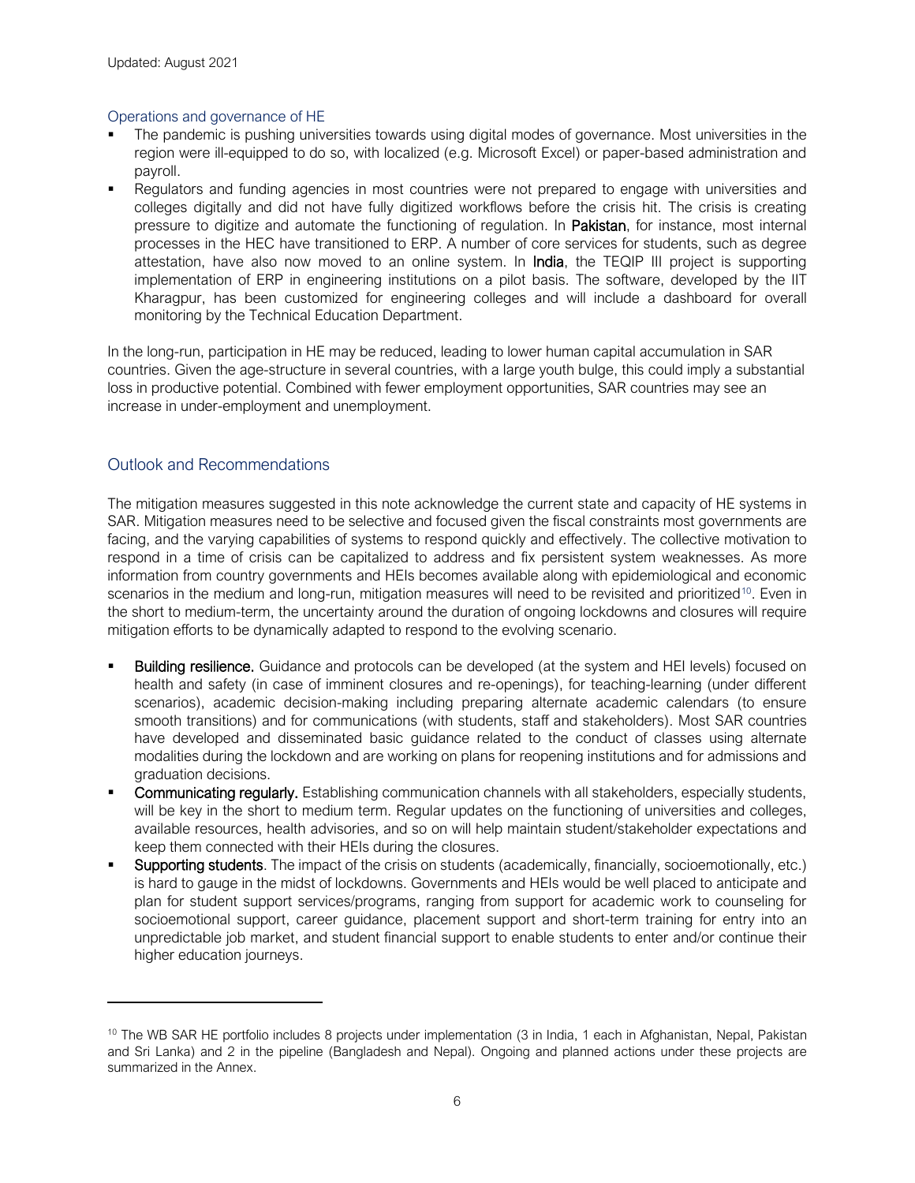### Operations and governance of HE

- The pandemic is pushing universities towards using digital modes of governance. Most universities in the region were ill-equipped to do so, with localized (e.g. Microsoft Excel) or paper-based administration and payroll.
- Regulators and funding agencies in most countries were not prepared to engage with universities and colleges digitally and did not have fully digitized workflows before the crisis hit. The crisis is creating pressure to digitize and automate the functioning of regulation. In **Pakistan**, for instance, most internal processes in the HEC have transitioned to ERP. A number of core services for students, such as degree attestation, have also now moved to an online system. In **India**, the TEQIP III project is supporting implementation of ERP in engineering institutions on a pilot basis. The software, developed by the IIT Kharagpur, has been customized for engineering colleges and will include a dashboard for overall monitoring by the Technical Education Department.

In the long-run, participation in HE may be reduced, leading to lower human capital accumulation in SAR countries. Given the age-structure in several countries, with a large youth bulge, this could imply a substantial loss in productive potential. Combined with fewer employment opportunities, SAR countries may see an increase in under-employment and unemployment.

## Outlook and Recommendations

The mitigation measures suggested in this note acknowledge the current state and capacity of HE systems in SAR. Mitigation measures need to be selective and focused given the fiscal constraints most governments are facing, and the varying capabilities of systems to respond quickly and effectively. The collective motivation to respond in a time of crisis can be capitalized to address and fix persistent system weaknesses. As more information from country governments and HEIs becomes available along with epidemiological and economic scenarios in the medium and long-run, mitigation measures will need to be revisited and prioritized[10]. Even in the short to medium-term, the uncertainty around the duration of ongoing lockdowns and closures will require mitigation efforts to be dynamically adapted to respond to the evolving scenario.

- **Building resilience.** Guidance and protocols can be developed (at the system and HEI levels) focused on health and safety (in case of imminent closures and re-openings), for teaching-learning (under different scenarios), academic decision-making including preparing alternate academic calendars (to ensure smooth transitions) and for communications (with students, staff and stakeholders). Most SAR countries have developed and disseminated basic guidance related to the conduct of classes using alternate modalities during the lockdown and are working on plans for reopening institutions and for admissions and graduation decisions.
- **Communicating regularly.** Establishing communication channels with all stakeholders, especially students, will be key in the short to medium term. Regular updates on the functioning of universities and colleges, available resources, health advisories, and so on will help maintain student/stakeholder expectations and keep them connected with their HEIs during the closures.
- **Supporting students**. The impact of the crisis on students (academically, financially, socioemotionally, etc.) is hard to gauge in the midst of lockdowns. Governments and HEIs would be well placed to anticipate and plan for student support services/programs, ranging from support for academic work to counseling for socioemotional support, career guidance, placement support and short-term training for entry into an unpredictable job market, and student financial support to enable students to enter and/or continue their higher education journeys.

---

[10] The WB SAR HE portfolio includes 8 projects under implementation (3 in India, 1 each in Afghanistan, Nepal, Pakistan and Sri Lanka) and 2 in the pipeline (Bangladesh and Nepal). Ongoing and planned actions under these projects are summarized in the Annex.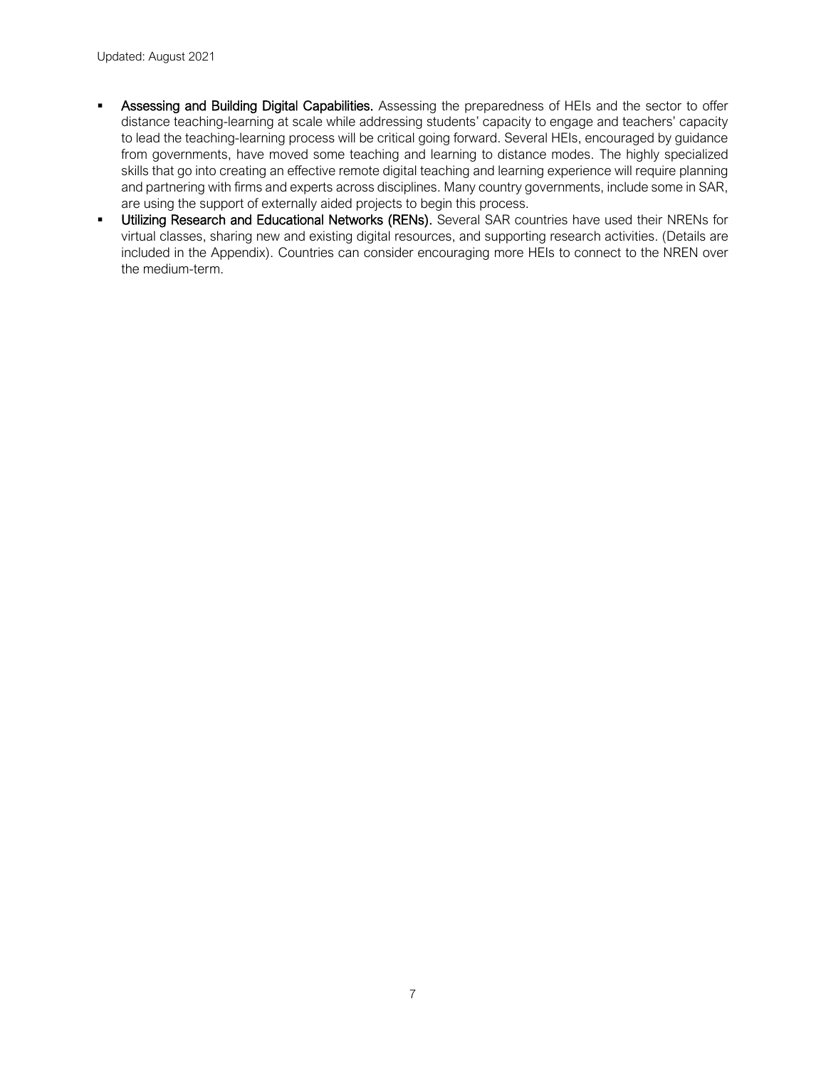- **Assessing and Building Digital Capabilities.** Assessing the preparedness of HEIs and the sector to offer distance teaching-learning at scale while addressing students' capacity to engage and teachers' capacity to lead the teaching-learning process will be critical going forward. Several HEIs, encouraged by guidance from governments, have moved some teaching and learning to distance modes. The highly specialized skills that go into creating an effective remote digital teaching and learning experience will require planning and partnering with firms and experts across disciplines. Many country governments, include some in SAR, are using the support of externally aided projects to begin this process.
- **Utilizing Research and Educational Networks (RENs).** Several SAR countries have used their NRENs for virtual classes, sharing new and existing digital resources, and supporting research activities. (Details are included in the Appendix). Countries can consider encouraging more HEIs to connect to the NREN over the medium-term.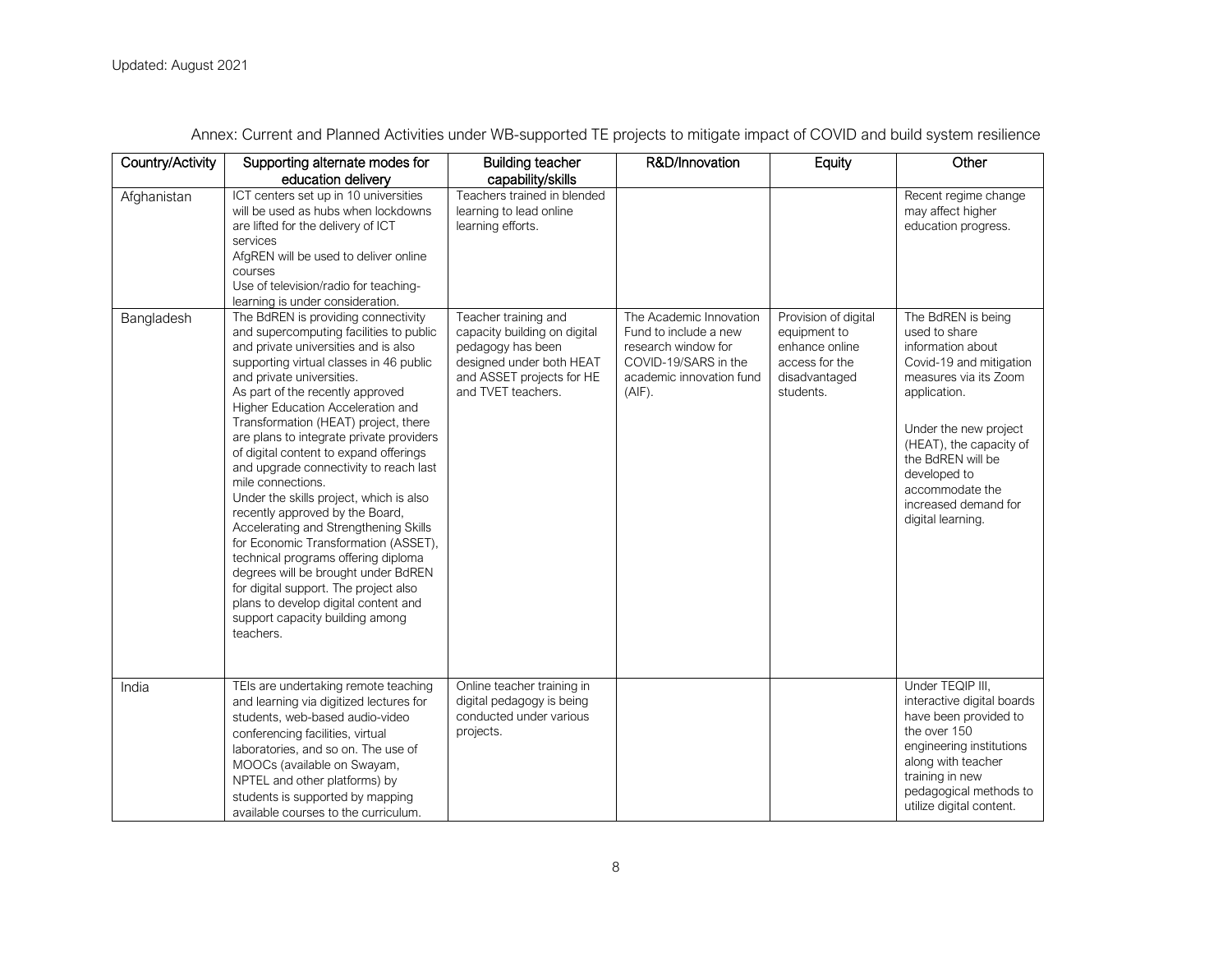Updated: August 2021

Annex: Current and Planned Activities under WB-supported TE projects to mitigate impact of COVID and build system resilience

| Country/Activity | Supporting alternate modes for education delivery | Building teacher capability/skills | R&D/Innovation | Equity | Other |
|---|---|---|---|---|---|
| Afghanistan | ICT centers set up in 10 universities will be used as hubs when lockdowns are lifted for the delivery of ICT services<br>AfgREN will be used to deliver online courses<br>Use of television/radio for teaching-learning is under consideration. | Teachers trained in blended learning to lead online learning efforts. | | | Recent regime change may affect higher education progress. |
| Bangladesh | The BdREN is providing connectivity and supercomputing facilities to public and private universities and is also supporting virtual classes in 46 public and private universities.<br>As part of the recently approved Higher Education Acceleration and Transformation (HEAT) project, there are plans to integrate private providers of digital content to expand offerings and upgrade connectivity to reach last mile connections.<br>Under the skills project, which is also recently approved by the Board, Accelerating and Strengthening Skills for Economic Transformation (ASSET), technical programs offering diploma degrees will be brought under BdREN for digital support. The project also plans to develop digital content and support capacity building among teachers. | Teacher training and capacity building on digital pedagogy has been designed under both HEAT and ASSET projects for HE and TVET teachers. | The Academic Innovation Fund to include a new research window for COVID-19/SARS in the academic innovation fund (AIF). | Provision of digital equipment to enhance online access for the disadvantaged students. | The BdREN is being used to share information about Covid-19 and mitigation measures via its Zoom application.<br><br>Under the new project (HEAT), the capacity of the BdREN will be developed to accommodate the increased demand for digital learning. |
| India | TEIs are undertaking remote teaching and learning via digitized lectures for students, web-based audio-video conferencing facilities, virtual laboratories, and so on. The use of MOOCs (available on Swayam, NPTEL and other platforms) by students is supported by mapping available courses to the curriculum. | Online teacher training in digital pedagogy is being conducted under various projects. | | | Under TEQIP III, interactive digital boards have been provided to the over 150 engineering institutions along with teacher training in new pedagogical methods to utilize digital content. |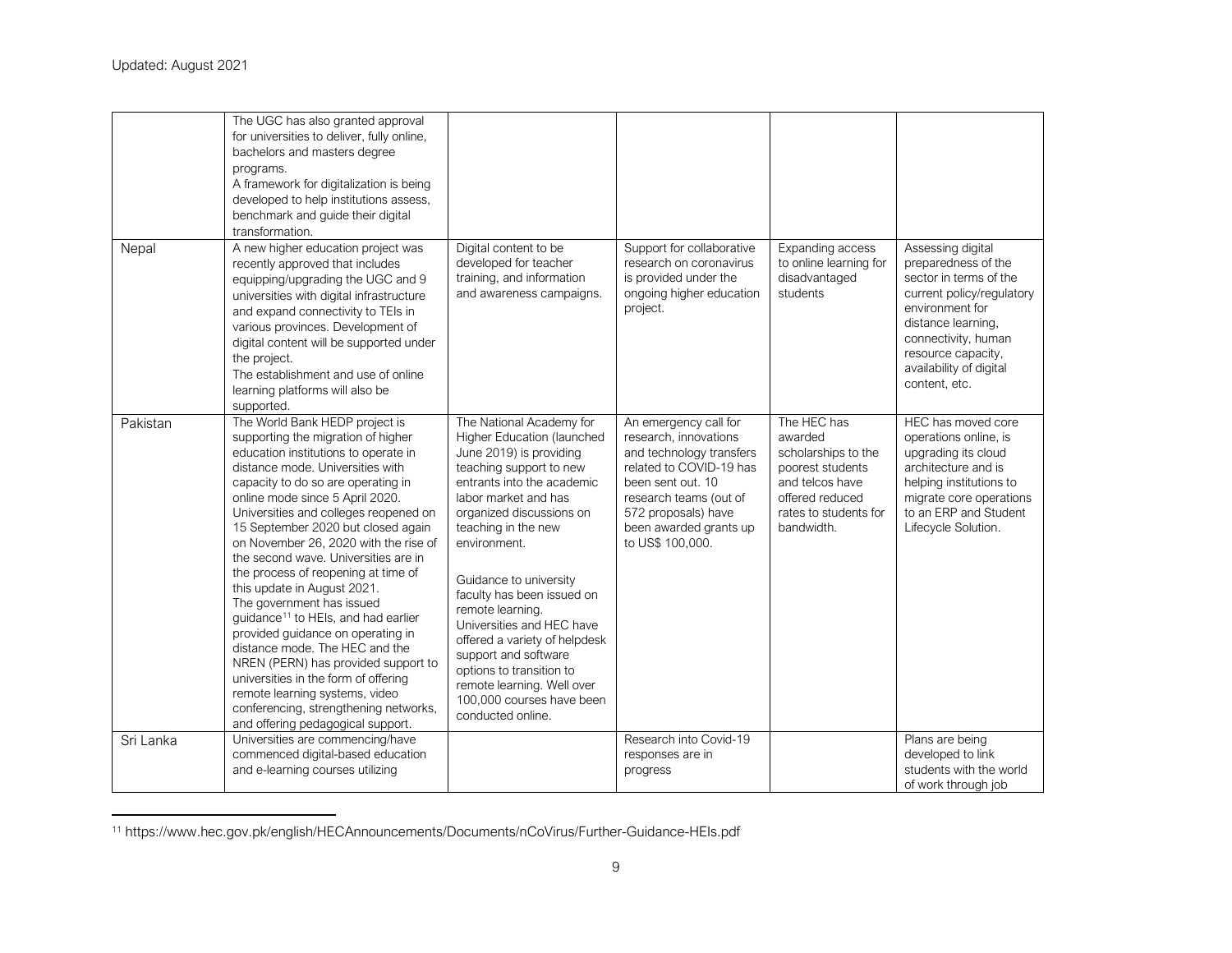Updated: August 2021

| | | | | | |
|---|---|---|---|---|---|
| | The UGC has also granted approval for universities to deliver, fully online, bachelors and masters degree programs.<br>A framework for digitalization is being developed to help institutions assess, benchmark and guide their digital transformation. | | | | |
| Nepal | A new higher education project was recently approved that includes equipping/upgrading the UGC and 9 universities with digital infrastructure and expand connectivity to TEIs in various provinces. Development of digital content will be supported under the project.<br>The establishment and use of online learning platforms will also be supported. | Digital content to be developed for teacher training, and information and awareness campaigns. | Support for collaborative research on coronavirus is provided under the ongoing higher education project. | Expanding access to online learning for disadvantaged students | Assessing digital preparedness of the sector in terms of the current policy/regulatory environment for distance learning, connectivity, human resource capacity, availability of digital content, etc. |
| Pakistan | The World Bank HEDP project is supporting the migration of higher education institutions to operate in distance mode. Universities with capacity to do so are operating in online mode since 5 April 2020. Universities and colleges reopened on 15 September 2020 but closed again on November 26, 2020 with the rise of the second wave. Universities are in the process of reopening at time of this update in August 2021.<br>The government has issued guidance[11] to HEIs, and had earlier provided guidance on operating in distance mode. The HEC and the NREN (PERN) has provided support to universities in the form of offering remote learning systems, video conferencing, strengthening networks, and offering pedagogical support. | The National Academy for Higher Education (launched June 2019) is providing teaching support to new entrants into the academic labor market and has organized discussions on teaching in the new environment.<br><br>Guidance to university faculty has been issued on remote learning.<br>Universities and HEC have offered a variety of helpdesk support and software options to transition to remote learning. Well over 100,000 courses have been conducted online. | An emergency call for research, innovations and technology transfers related to COVID-19 has been sent out. 10 research teams (out of 572 proposals) have been awarded grants up to US$ 100,000. | The HEC has awarded scholarships to the poorest students and telcos have offered reduced rates to students for bandwidth. | HEC has moved core operations online, is upgrading its cloud architecture and is helping institutions to migrate core operations to an ERP and Student Lifecycle Solution. |
| Sri Lanka | Universities are commencing/have commenced digital-based education and e-learning courses utilizing | | Research into Covid-19 responses are in progress | | Plans are being developed to link students with the world of work through job |

[11] https://www.hec.gov.pk/english/HECAnnouncements/Documents/nCoVirus/Further-Guidance-HEIs.pdf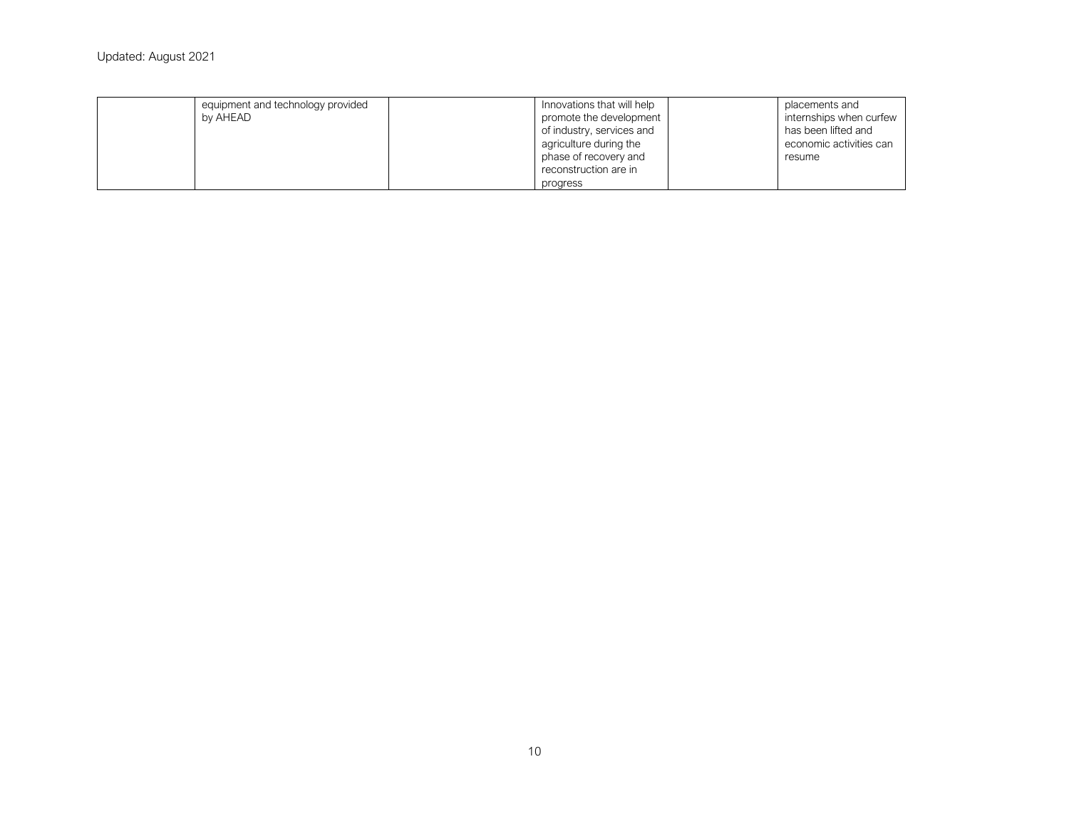| | | | | | |
|---|---|---|---|---|---|
| | equipment and technology provided by AHEAD | | Innovations that will help promote the development of industry, services and agriculture during the phase of recovery and reconstruction are in progress | | placements and internships when curfew has been lifted and economic activities can resume |